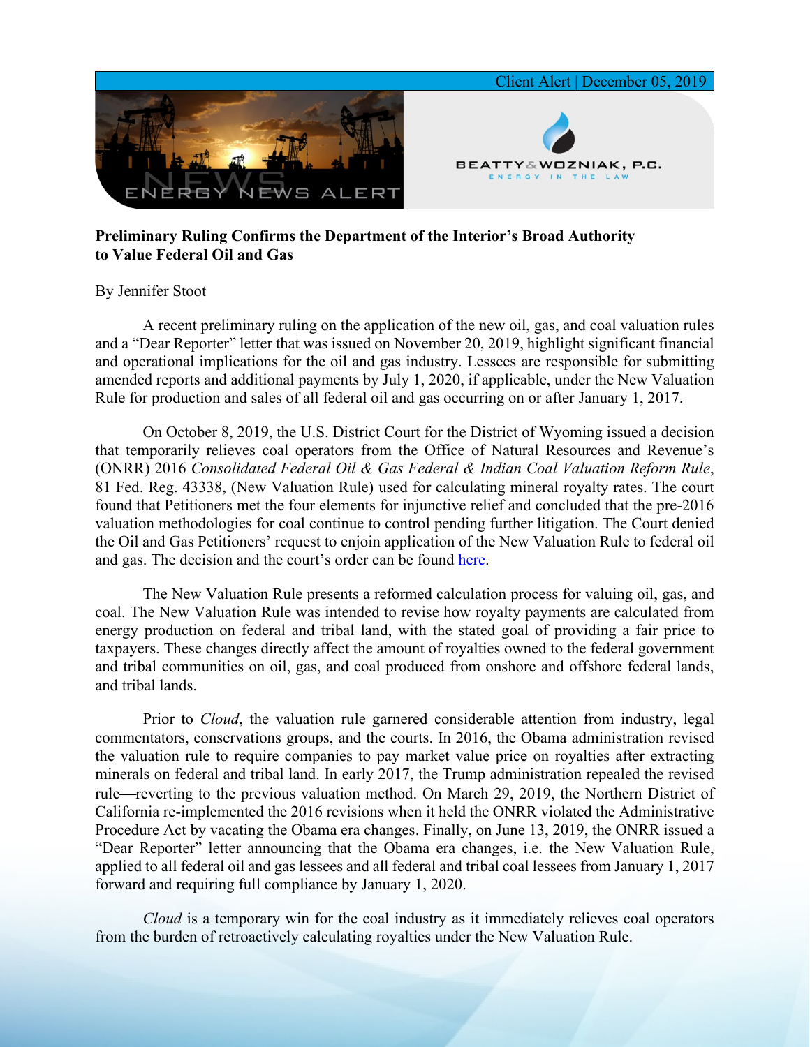Client Alert | December 05, 2019

ENERGY NEWS ALERT

BEATTY & WOZNIAK, P.C.
ENERGY IN THE LAW

**Preliminary Ruling Confirms the Department of the Interior's Broad Authority to Value Federal Oil and Gas**

By Jennifer Stoot

A recent preliminary ruling on the application of the new oil, gas, and coal valuation rules and a "Dear Reporter" letter that was issued on November 20, 2019, highlight significant financial and operational implications for the oil and gas industry. Lessees are responsible for submitting amended reports and additional payments by July 1, 2020, if applicable, under the New Valuation Rule for production and sales of all federal oil and gas occurring on or after January 1, 2017.

On October 8, 2019, the U.S. District Court for the District of Wyoming issued a decision that temporarily relieves coal operators from the Office of Natural Resources and Revenue's (ONRR) 2016 *Consolidated Federal Oil & Gas Federal & Indian Coal Valuation Reform Rule*, 81 Fed. Reg. 43338, (New Valuation Rule) used for calculating mineral royalty rates. The court found that Petitioners met the four elements for injunctive relief and concluded that the pre-2016 valuation methodologies for coal continue to control pending further litigation. The Court denied the Oil and Gas Petitioners' request to enjoin application of the New Valuation Rule to federal oil and gas. The decision and the court's order can be found here.

The New Valuation Rule presents a reformed calculation process for valuing oil, gas, and coal. The New Valuation Rule was intended to revise how royalty payments are calculated from energy production on federal and tribal land, with the stated goal of providing a fair price to taxpayers. These changes directly affect the amount of royalties owned to the federal government and tribal communities on oil, gas, and coal produced from onshore and offshore federal lands, and tribal lands.

Prior to *Cloud*, the valuation rule garnered considerable attention from industry, legal commentators, conservations groups, and the courts. In 2016, the Obama administration revised the valuation rule to require companies to pay market value price on royalties after extracting minerals on federal and tribal land. In early 2017, the Trump administration repealed the revised rule—reverting to the previous valuation method. On March 29, 2019, the Northern District of California re-implemented the 2016 revisions when it held the ONRR violated the Administrative Procedure Act by vacating the Obama era changes. Finally, on June 13, 2019, the ONRR issued a "Dear Reporter" letter announcing that the Obama era changes, i.e. the New Valuation Rule, applied to all federal oil and gas lessees and all federal and tribal coal lessees from January 1, 2017 forward and requiring full compliance by January 1, 2020.

*Cloud* is a temporary win for the coal industry as it immediately relieves coal operators from the burden of retroactively calculating royalties under the New Valuation Rule.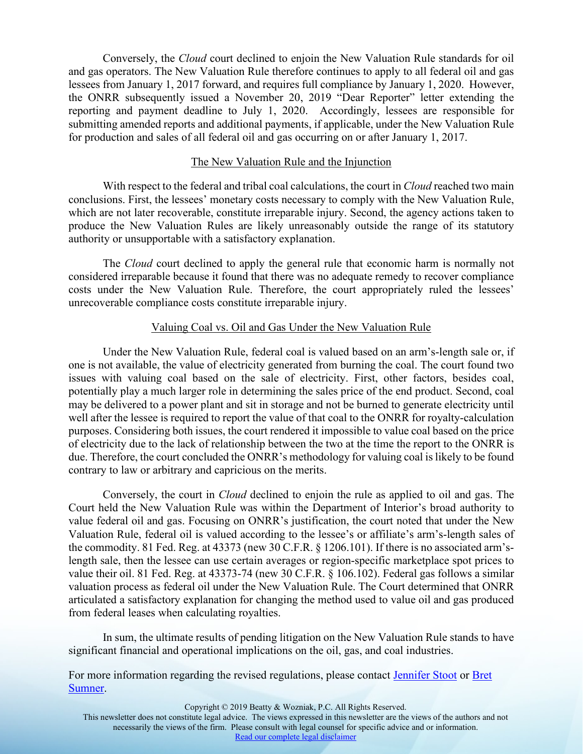Conversely, the *Cloud* court declined to enjoin the New Valuation Rule standards for oil and gas operators. The New Valuation Rule therefore continues to apply to all federal oil and gas lessees from January 1, 2017 forward, and requires full compliance by January 1, 2020. However, the ONRR subsequently issued a November 20, 2019 "Dear Reporter" letter extending the reporting and payment deadline to July 1, 2020. Accordingly, lessees are responsible for submitting amended reports and additional payments, if applicable, under the New Valuation Rule for production and sales of all federal oil and gas occurring on or after January 1, 2017.

<u>The New Valuation Rule and the Injunction</u>

With respect to the federal and tribal coal calculations, the court in *Cloud* reached two main conclusions. First, the lessees' monetary costs necessary to comply with the New Valuation Rule, which are not later recoverable, constitute irreparable injury. Second, the agency actions taken to produce the New Valuation Rules are likely unreasonably outside the range of its statutory authority or unsupportable with a satisfactory explanation.

The *Cloud* court declined to apply the general rule that economic harm is normally not considered irreparable because it found that there was no adequate remedy to recover compliance costs under the New Valuation Rule. Therefore, the court appropriately ruled the lessees' unrecoverable compliance costs constitute irreparable injury.

<u>Valuing Coal vs. Oil and Gas Under the New Valuation Rule</u>

Under the New Valuation Rule, federal coal is valued based on an arm's-length sale or, if one is not available, the value of electricity generated from burning the coal. The court found two issues with valuing coal based on the sale of electricity. First, other factors, besides coal, potentially play a much larger role in determining the sales price of the end product. Second, coal may be delivered to a power plant and sit in storage and not be burned to generate electricity until well after the lessee is required to report the value of that coal to the ONRR for royalty-calculation purposes. Considering both issues, the court rendered it impossible to value coal based on the price of electricity due to the lack of relationship between the two at the time the report to the ONRR is due. Therefore, the court concluded the ONRR's methodology for valuing coal is likely to be found contrary to law or arbitrary and capricious on the merits.

Conversely, the court in *Cloud* declined to enjoin the rule as applied to oil and gas. The Court held the New Valuation Rule was within the Department of Interior's broad authority to value federal oil and gas. Focusing on ONRR's justification, the court noted that under the New Valuation Rule, federal oil is valued according to the lessee's or affiliate's arm's-length sales of the commodity. 81 Fed. Reg. at 43373 (new 30 C.F.R. § 1206.101). If there is no associated arm's-length sale, then the lessee can use certain averages or region-specific marketplace spot prices to value their oil. 81 Fed. Reg. at 43373-74 (new 30 C.F.R. § 106.102). Federal gas follows a similar valuation process as federal oil under the New Valuation Rule. The Court determined that ONRR articulated a satisfactory explanation for changing the method used to value oil and gas produced from federal leases when calculating royalties.

In sum, the ultimate results of pending litigation on the New Valuation Rule stands to have significant financial and operational implications on the oil, gas, and coal industries.

For more information regarding the revised regulations, please contact Jennifer Stoot or Bret Sumner.

Copyright © 2019 Beatty & Wozniak, P.C. All Rights Reserved.
This newsletter does not constitute legal advice. The views expressed in this newsletter are the views of the authors and not necessarily the views of the firm. Please consult with legal counsel for specific advice and or information.
Read our complete legal disclaimer